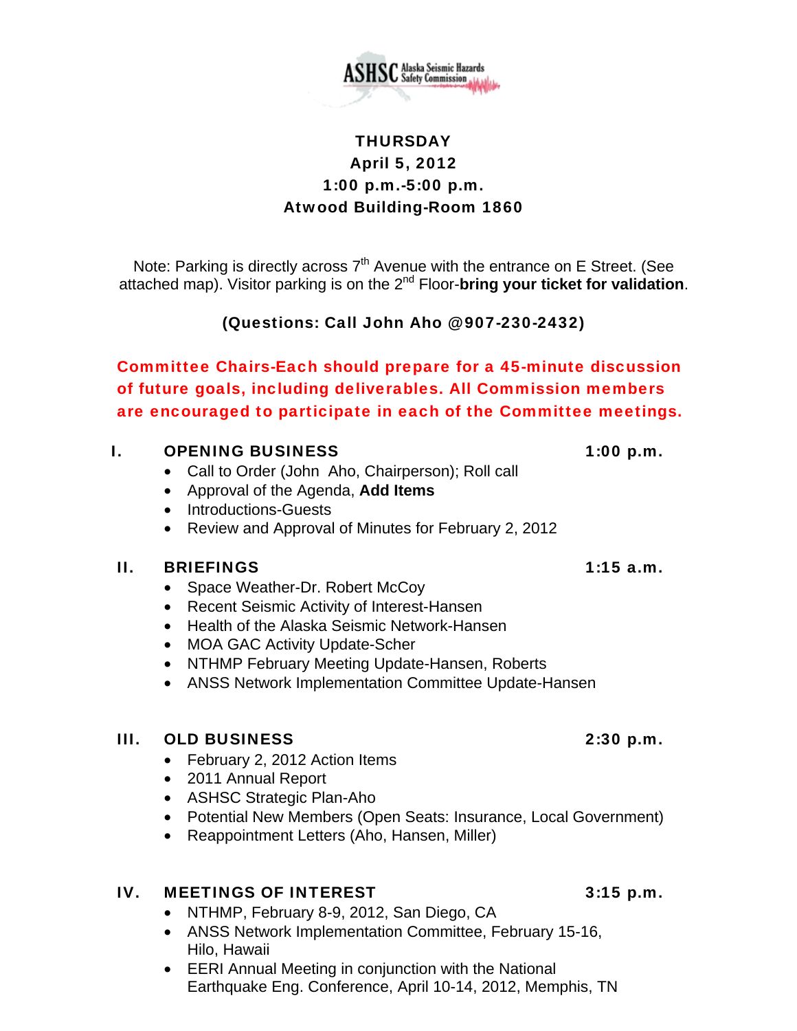ASHSC Alaska Seismic Hazards Safety Commission

**THURSDAY**
**April 5, 2012**
**1:00 p.m.-5:00 p.m.**
**Atwood Building-Room 1860**

Note: Parking is directly across 7th Avenue with the entrance on E Street. (See attached map). Visitor parking is on the 2nd Floor-**bring your ticket for validation**.

**(Questions: Call John Aho @907-230-2432)**

**Committee Chairs-Each should prepare for a 45-minute discussion of future goals, including deliverables. All Commission members are encouraged to participate in each of the Committee meetings.**

## I. OPENING BUSINESS — 1:00 p.m.

- Call to Order (John Aho, Chairperson); Roll call
- Approval of the Agenda, **Add Items**
- Introductions-Guests
- Review and Approval of Minutes for February 2, 2012

## II. BRIEFINGS — 1:15 a.m.

- Space Weather-Dr. Robert McCoy
- Recent Seismic Activity of Interest-Hansen
- Health of the Alaska Seismic Network-Hansen
- MOA GAC Activity Update-Scher
- NTHMP February Meeting Update-Hansen, Roberts
- ANSS Network Implementation Committee Update-Hansen

## III. OLD BUSINESS — 2:30 p.m.

- February 2, 2012 Action Items
- 2011 Annual Report
- ASHSC Strategic Plan-Aho
- Potential New Members (Open Seats: Insurance, Local Government)
- Reappointment Letters (Aho, Hansen, Miller)

## IV. MEETINGS OF INTEREST — 3:15 p.m.

- NTHMP, February 8-9, 2012, San Diego, CA
- ANSS Network Implementation Committee, February 15-16, Hilo, Hawaii
- EERI Annual Meeting in conjunction with the National Earthquake Eng. Conference, April 10-14, 2012, Memphis, TN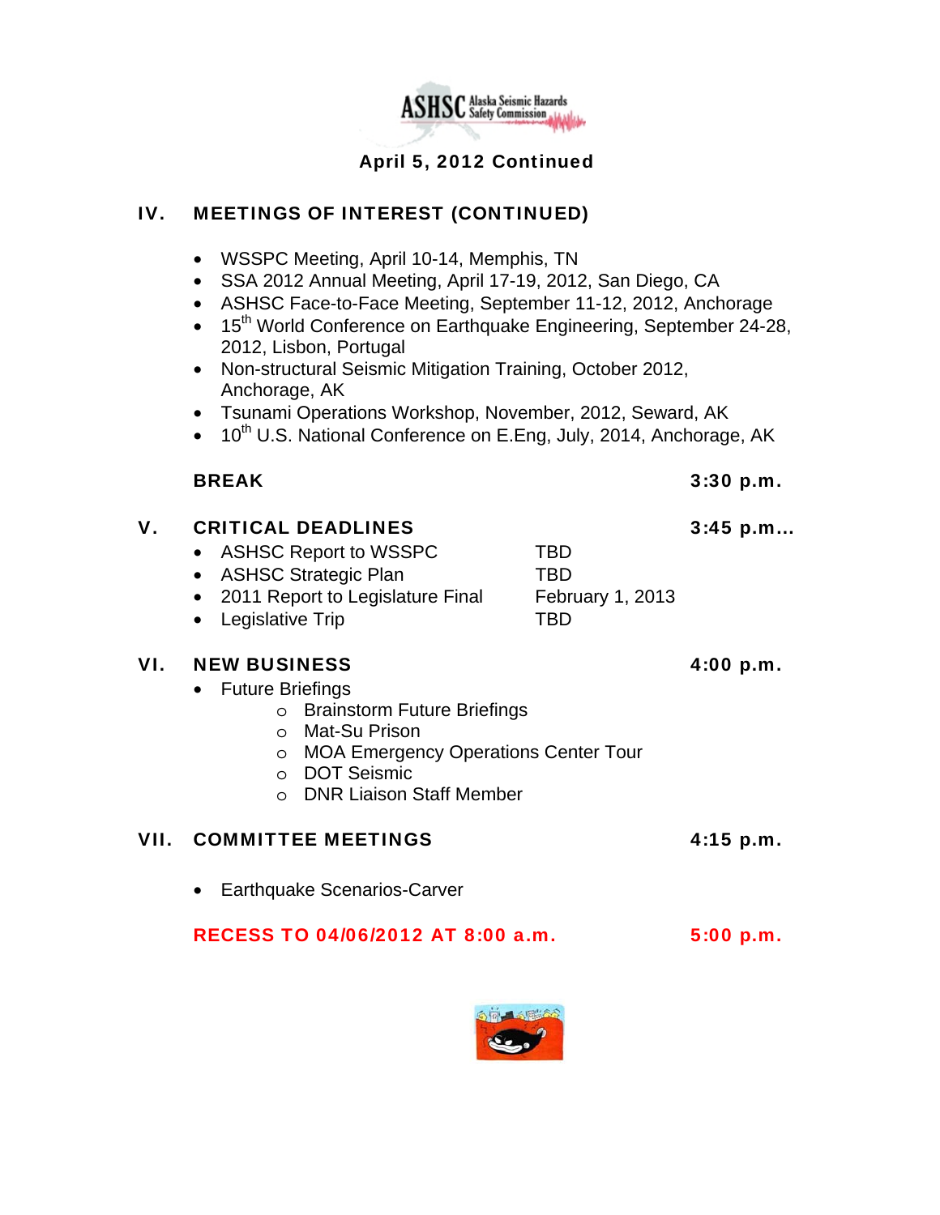**April 5, 2012 Continued**

## IV. MEETINGS OF INTEREST (CONTINUED)

- WSSPC Meeting, April 10-14, Memphis, TN
- SSA 2012 Annual Meeting, April 17-19, 2012, San Diego, CA
- ASHSC Face-to-Face Meeting, September 11-12, 2012, Anchorage
- 15th World Conference on Earthquake Engineering, September 24-28, 2012, Lisbon, Portugal
- Non-structural Seismic Mitigation Training, October 2012, Anchorage, AK
- Tsunami Operations Workshop, November, 2012, Seward, AK
- 10th U.S. National Conference on E.Eng, July, 2014, Anchorage, AK

**BREAK** — **3:30 p.m.**

## V. CRITICAL DEADLINES — 3:45 p.m…

- ASHSC Report to WSSPC — TBD
- ASHSC Strategic Plan — TBD
- 2011 Report to Legislature Final — February 1, 2013
- Legislative Trip — TBD

## VI. NEW BUSINESS — 4:00 p.m.

- Future Briefings
  - Brainstorm Future Briefings
  - Mat-Su Prison
  - MOA Emergency Operations Center Tour
  - DOT Seismic
  - DNR Liaison Staff Member

## VII. COMMITTEE MEETINGS — 4:15 p.m.

- Earthquake Scenarios-Carver

**RECESS TO 04/06/2012 AT 8:00 a.m.** — **5:00 p.m.**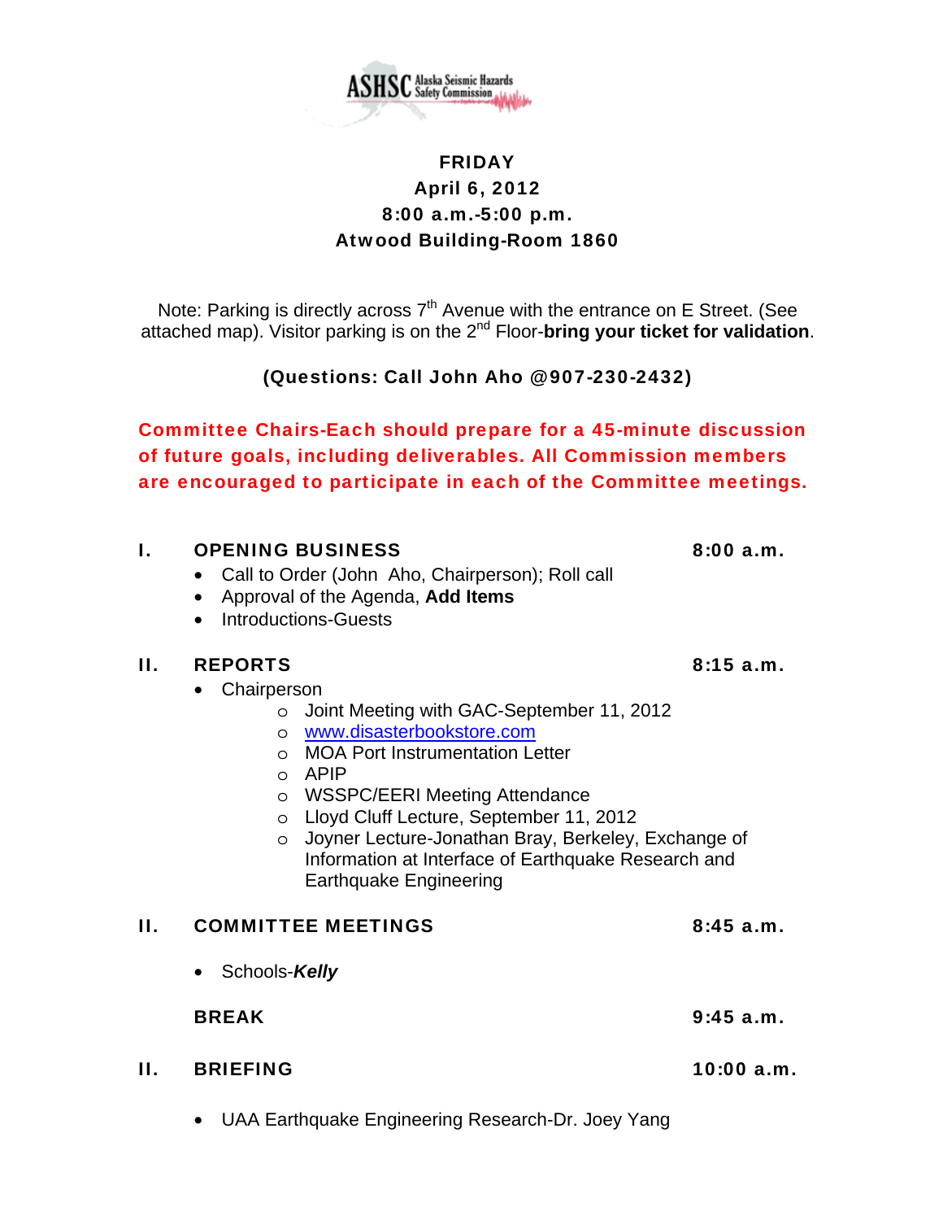ASHSC Alaska Seismic Hazards Safety Commission

**FRIDAY**
**April 6, 2012**
**8:00 a.m.-5:00 p.m.**
**Atwood Building-Room 1860**

Note: Parking is directly across 7th Avenue with the entrance on E Street. (See attached map). Visitor parking is on the 2nd Floor-**bring your ticket for validation**.

**(Questions: Call John Aho @907-230-2432)**

**Committee Chairs-Each should prepare for a 45-minute discussion of future goals, including deliverables. All Commission members are encouraged to participate in each of the Committee meetings.**

## I. OPENING BUSINESS — 8:00 a.m.

- Call to Order (John Aho, Chairperson); Roll call
- Approval of the Agenda, **Add Items**
- Introductions-Guests

## II. REPORTS — 8:15 a.m.

- Chairperson
  - Joint Meeting with GAC-September 11, 2012
  - www.disasterbookstore.com
  - MOA Port Instrumentation Letter
  - APIP
  - WSSPC/EERI Meeting Attendance
  - Lloyd Cluff Lecture, September 11, 2012
  - Joyner Lecture-Jonathan Bray, Berkeley, Exchange of Information at Interface of Earthquake Research and Earthquake Engineering

## II. COMMITTEE MEETINGS — 8:45 a.m.

- Schools-***Kelly***

**BREAK — 9:45 a.m.**

## II. BRIEFING — 10:00 a.m.

- UAA Earthquake Engineering Research-Dr. Joey Yang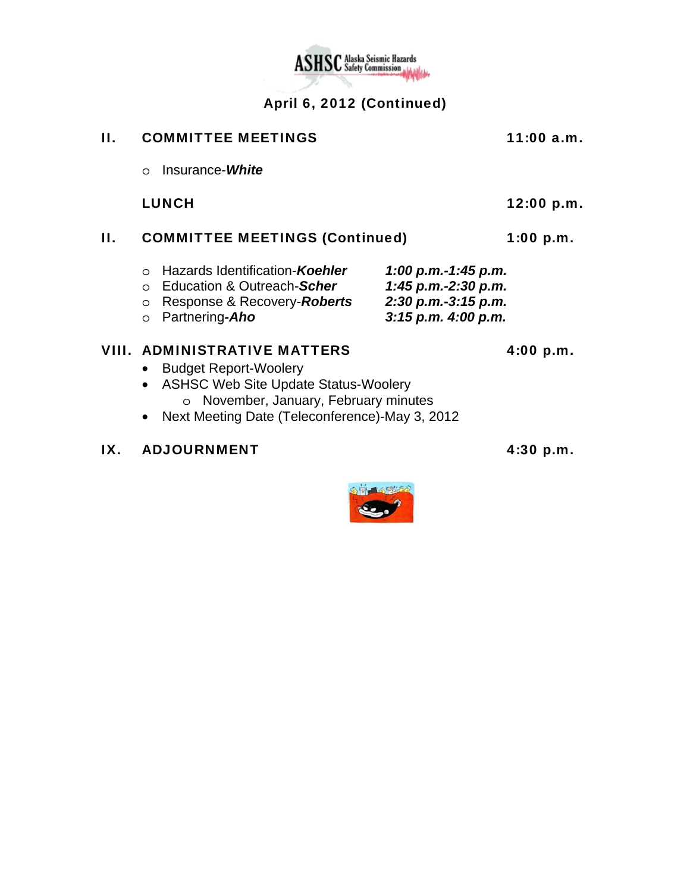**April 6, 2012 (Continued)**

**II. COMMITTEE MEETINGS** **11:00 a.m.**

- Insurance-***White***

**LUNCH** **12:00 p.m.**

**II. COMMITTEE MEETINGS (Continued)** **1:00 p.m.**

- Hazards Identification-***Koehler*** ***1:00 p.m.-1:45 p.m.***
- Education & Outreach-***Scher*** ***1:45 p.m.-2:30 p.m.***
- Response & Recovery-***Roberts*** ***2:30 p.m.-3:15 p.m.***
- Partnering-***Aho*** ***3:15 p.m. 4:00 p.m.***

**VIII. ADMINISTRATIVE MATTERS** **4:00 p.m.**

- Budget Report-Woolery
- ASHSC Web Site Update Status-Woolery
  - November, January, February minutes
- Next Meeting Date (Teleconference)-May 3, 2012

**IX. ADJOURNMENT** **4:30 p.m.**